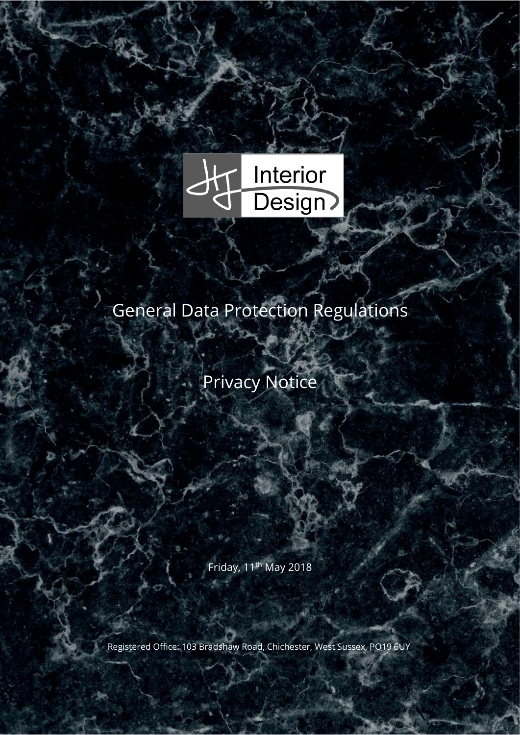JJ Interior Design

# General Data Protection Regulations

## Privacy Notice

Friday, 11th May 2018

Registered Office: 103 Bradshaw Road, Chichester, West Sussex, PO19 6UY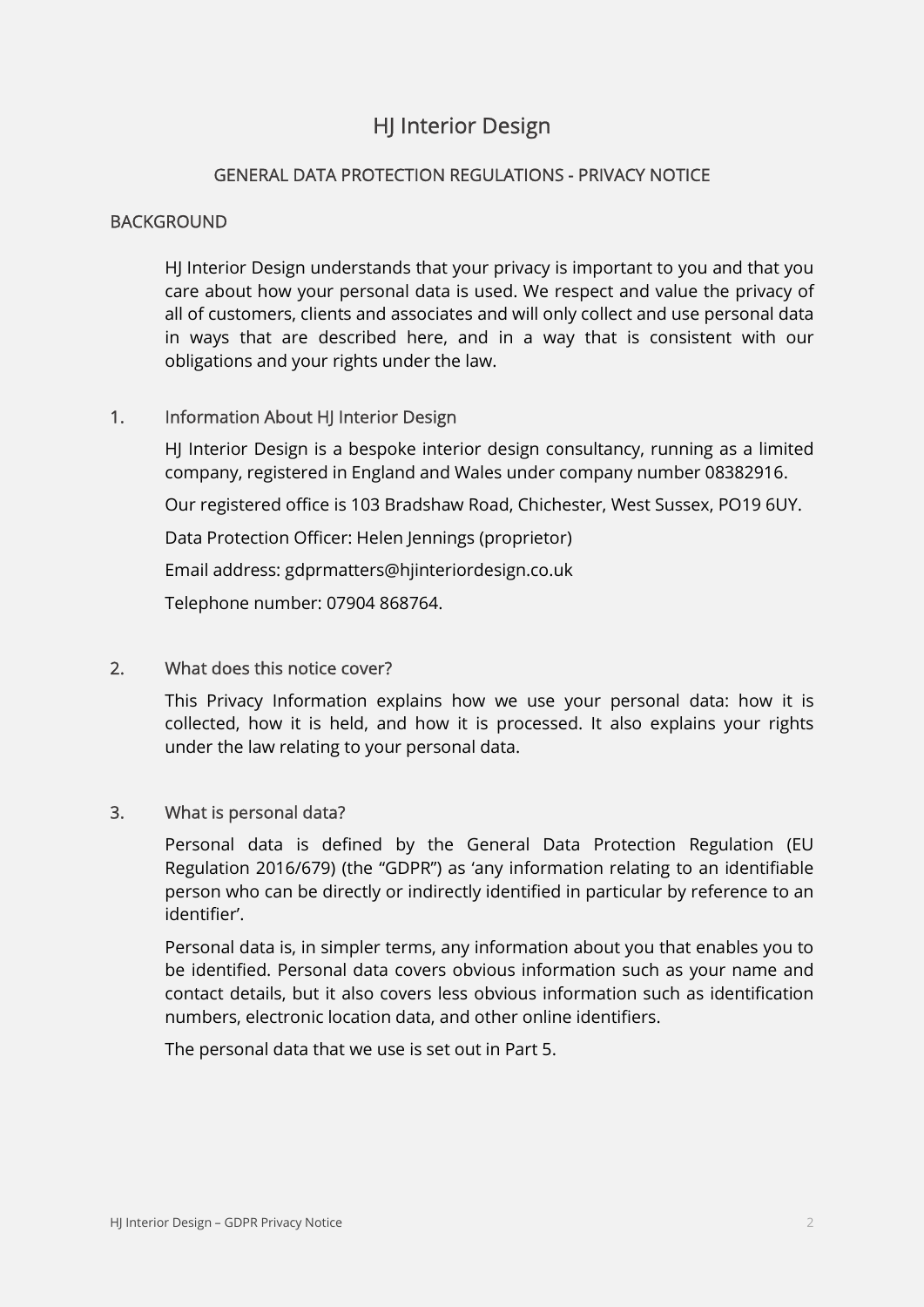# HJ Interior Design

## GENERAL DATA PROTECTION REGULATIONS - PRIVACY NOTICE

### BACKGROUND

HJ Interior Design understands that your privacy is important to you and that you care about how your personal data is used. We respect and value the privacy of all of customers, clients and associates and will only collect and use personal data in ways that are described here, and in a way that is consistent with our obligations and your rights under the law.

### 1. Information About HJ Interior Design

HJ Interior Design is a bespoke interior design consultancy, running as a limited company, registered in England and Wales under company number 08382916.

Our registered office is 103 Bradshaw Road, Chichester, West Sussex, PO19 6UY.

Data Protection Officer: Helen Jennings (proprietor)

Email address: gdprmatters@hjinteriordesign.co.uk

Telephone number: 07904 868764.

### 2. What does this notice cover?

This Privacy Information explains how we use your personal data: how it is collected, how it is held, and how it is processed. It also explains your rights under the law relating to your personal data.

### 3. What is personal data?

Personal data is defined by the General Data Protection Regulation (EU Regulation 2016/679) (the "GDPR") as 'any information relating to an identifiable person who can be directly or indirectly identified in particular by reference to an identifier'.

Personal data is, in simpler terms, any information about you that enables you to be identified. Personal data covers obvious information such as your name and contact details, but it also covers less obvious information such as identification numbers, electronic location data, and other online identifiers.

The personal data that we use is set out in Part 5.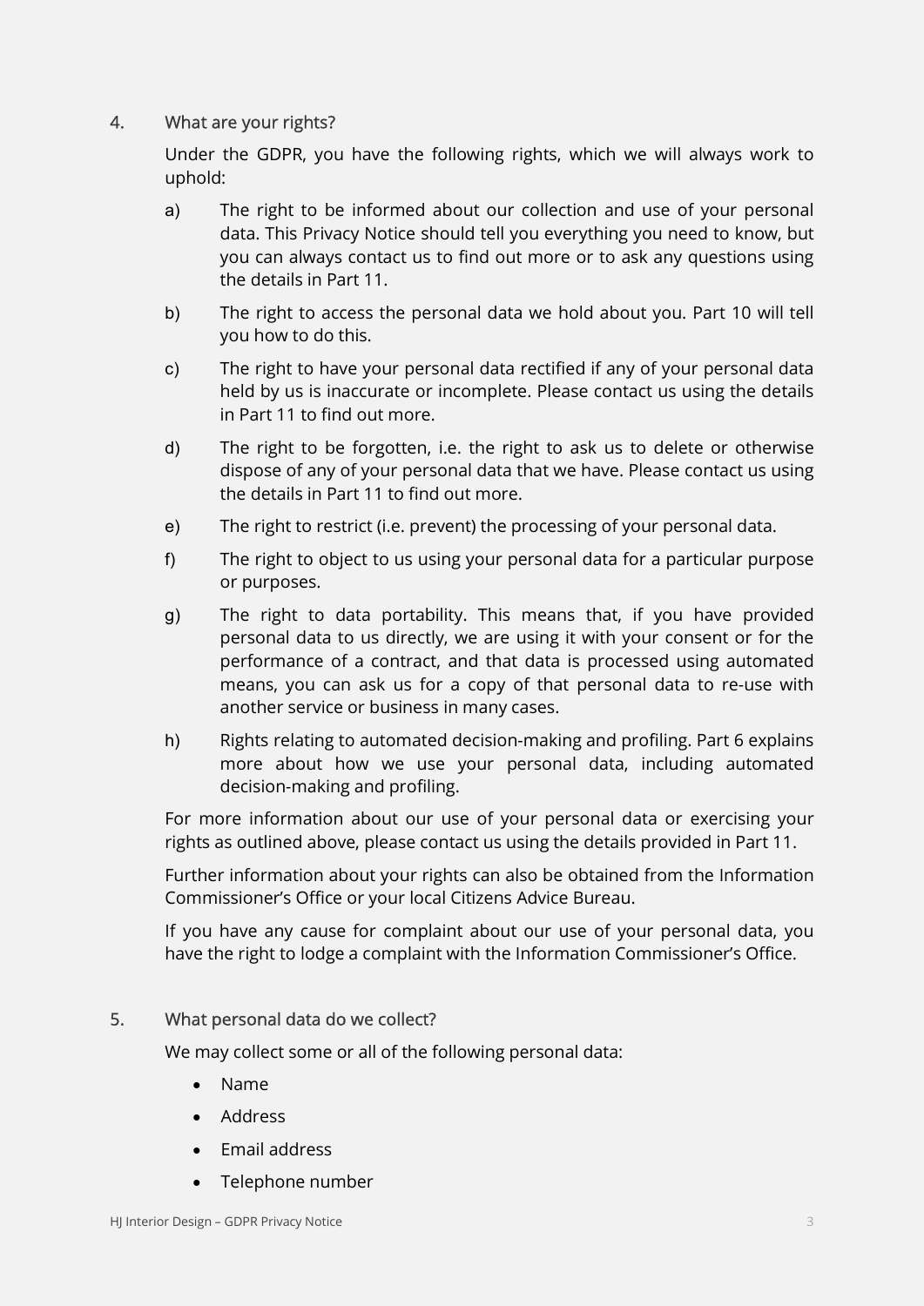## 4. What are your rights?

Under the GDPR, you have the following rights, which we will always work to uphold:

a) The right to be informed about our collection and use of your personal data. This Privacy Notice should tell you everything you need to know, but you can always contact us to find out more or to ask any questions using the details in Part 11.

b) The right to access the personal data we hold about you. Part 10 will tell you how to do this.

c) The right to have your personal data rectified if any of your personal data held by us is inaccurate or incomplete. Please contact us using the details in Part 11 to find out more.

d) The right to be forgotten, i.e. the right to ask us to delete or otherwise dispose of any of your personal data that we have. Please contact us using the details in Part 11 to find out more.

e) The right to restrict (i.e. prevent) the processing of your personal data.

f) The right to object to us using your personal data for a particular purpose or purposes.

g) The right to data portability. This means that, if you have provided personal data to us directly, we are using it with your consent or for the performance of a contract, and that data is processed using automated means, you can ask us for a copy of that personal data to re-use with another service or business in many cases.

h) Rights relating to automated decision-making and profiling. Part 6 explains more about how we use your personal data, including automated decision-making and profiling.

For more information about our use of your personal data or exercising your rights as outlined above, please contact us using the details provided in Part 11.

Further information about your rights can also be obtained from the Information Commissioner's Office or your local Citizens Advice Bureau.

If you have any cause for complaint about our use of your personal data, you have the right to lodge a complaint with the Information Commissioner's Office.

## 5. What personal data do we collect?

We may collect some or all of the following personal data:

- Name
- Address
- Email address
- Telephone number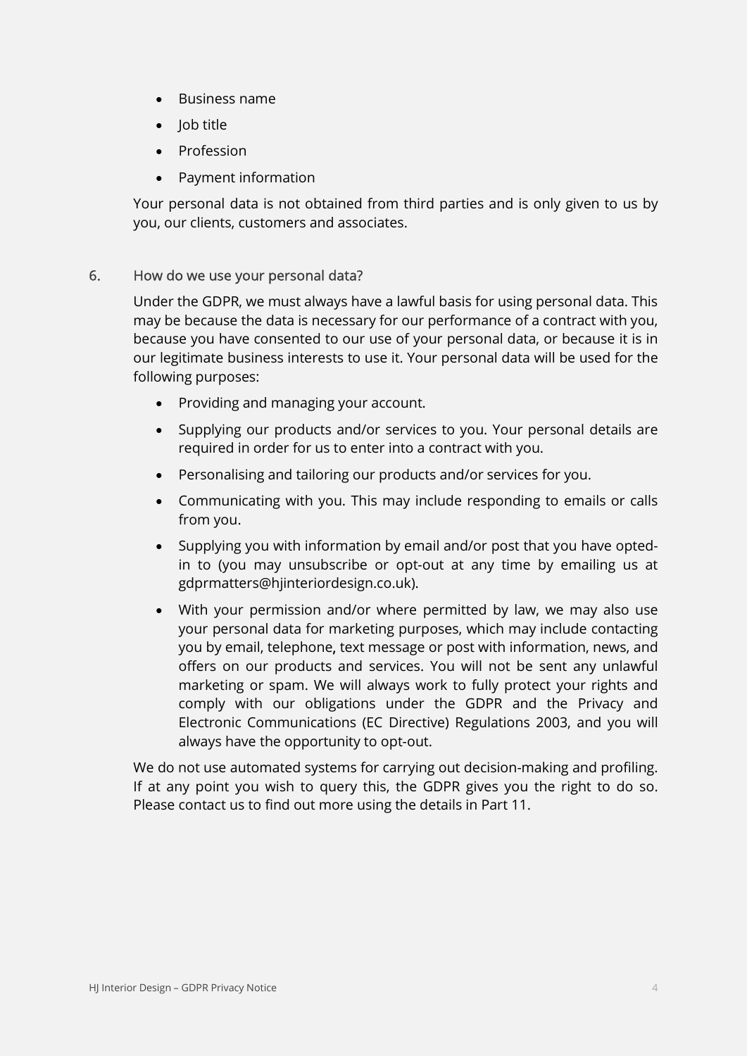- Business name
- Job title
- Profession
- Payment information

Your personal data is not obtained from third parties and is only given to us by you, our clients, customers and associates.

## 6. How do we use your personal data?

Under the GDPR, we must always have a lawful basis for using personal data. This may be because the data is necessary for our performance of a contract with you, because you have consented to our use of your personal data, or because it is in our legitimate business interests to use it. Your personal data will be used for the following purposes:

- Providing and managing your account.
- Supplying our products and/or services to you. Your personal details are required in order for us to enter into a contract with you.
- Personalising and tailoring our products and/or services for you.
- Communicating with you. This may include responding to emails or calls from you.
- Supplying you with information by email and/or post that you have opted-in to (you may unsubscribe or opt-out at any time by emailing us at gdprmatters@hjinteriordesign.co.uk).
- With your permission and/or where permitted by law, we may also use your personal data for marketing purposes, which may include contacting you by email, telephone, text message or post with information, news, and offers on our products and services. You will not be sent any unlawful marketing or spam. We will always work to fully protect your rights and comply with our obligations under the GDPR and the Privacy and Electronic Communications (EC Directive) Regulations 2003, and you will always have the opportunity to opt-out.

We do not use automated systems for carrying out decision-making and profiling. If at any point you wish to query this, the GDPR gives you the right to do so. Please contact us to find out more using the details in Part 11.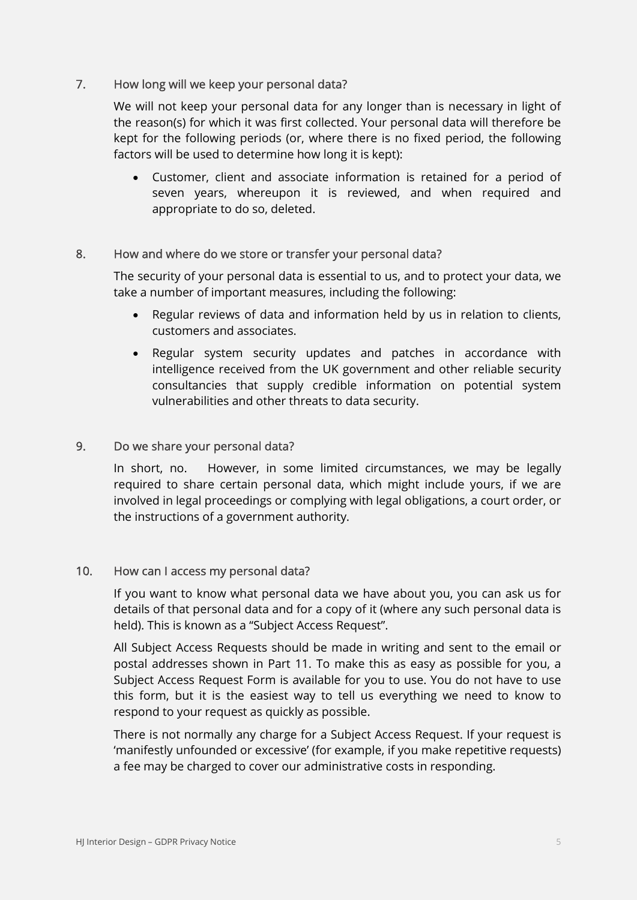## 7. How long will we keep your personal data?

We will not keep your personal data for any longer than is necessary in light of the reason(s) for which it was first collected. Your personal data will therefore be kept for the following periods (or, where there is no fixed period, the following factors will be used to determine how long it is kept):

- Customer, client and associate information is retained for a period of seven years, whereupon it is reviewed, and when required and appropriate to do so, deleted.

## 8. How and where do we store or transfer your personal data?

The security of your personal data is essential to us, and to protect your data, we take a number of important measures, including the following:

- Regular reviews of data and information held by us in relation to clients, customers and associates.
- Regular system security updates and patches in accordance with intelligence received from the UK government and other reliable security consultancies that supply credible information on potential system vulnerabilities and other threats to data security.

## 9. Do we share your personal data?

In short, no. However, in some limited circumstances, we may be legally required to share certain personal data, which might include yours, if we are involved in legal proceedings or complying with legal obligations, a court order, or the instructions of a government authority.

## 10. How can I access my personal data?

If you want to know what personal data we have about you, you can ask us for details of that personal data and for a copy of it (where any such personal data is held). This is known as a "Subject Access Request".

All Subject Access Requests should be made in writing and sent to the email or postal addresses shown in Part 11. To make this as easy as possible for you, a Subject Access Request Form is available for you to use. You do not have to use this form, but it is the easiest way to tell us everything we need to know to respond to your request as quickly as possible.

There is not normally any charge for a Subject Access Request. If your request is 'manifestly unfounded or excessive' (for example, if you make repetitive requests) a fee may be charged to cover our administrative costs in responding.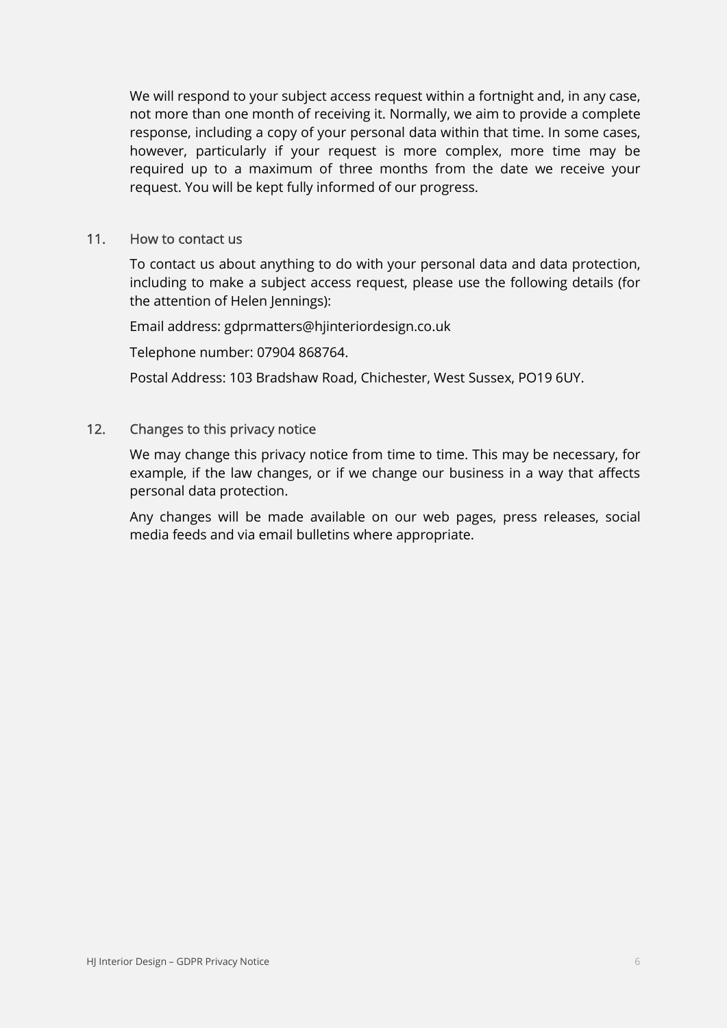We will respond to your subject access request within a fortnight and, in any case, not more than one month of receiving it. Normally, we aim to provide a complete response, including a copy of your personal data within that time. In some cases, however, particularly if your request is more complex, more time may be required up to a maximum of three months from the date we receive your request. You will be kept fully informed of our progress.

## 11. How to contact us

To contact us about anything to do with your personal data and data protection, including to make a subject access request, please use the following details (for the attention of Helen Jennings):

Email address: gdprmatters@hjinteriordesign.co.uk

Telephone number: 07904 868764.

Postal Address: 103 Bradshaw Road, Chichester, West Sussex, PO19 6UY.

## 12. Changes to this privacy notice

We may change this privacy notice from time to time. This may be necessary, for example, if the law changes, or if we change our business in a way that affects personal data protection.

Any changes will be made available on our web pages, press releases, social media feeds and via email bulletins where appropriate.